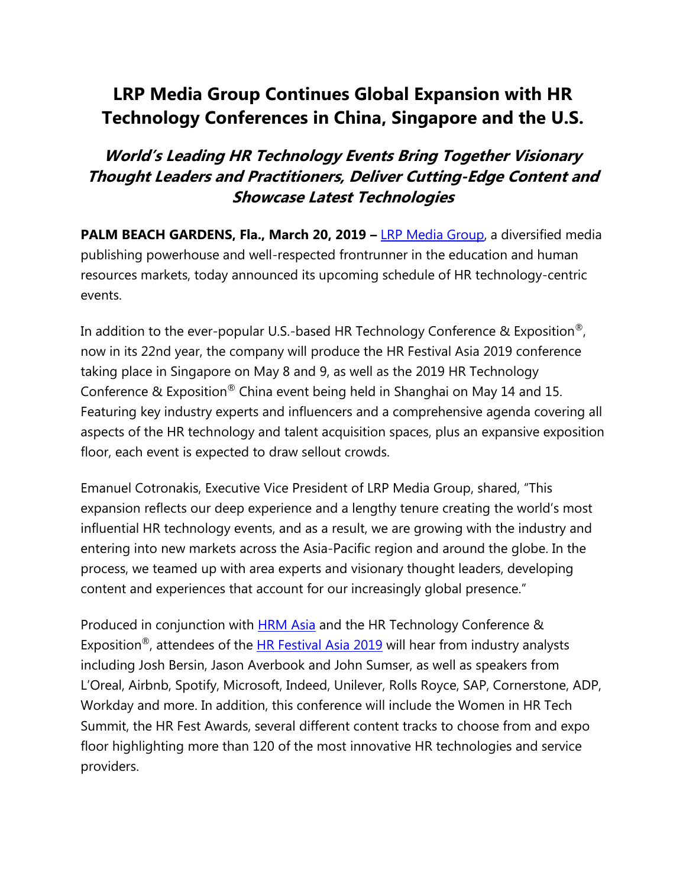# LRP Media Group Continues Global Expansion with HR Technology Conferences in China, Singapore and the U.S.

## *World's Leading HR Technology Events Bring Together Visionary Thought Leaders and Practitioners, Deliver Cutting-Edge Content and Showcase Latest Technologies*

**PALM BEACH GARDENS, Fla., March 20, 2019 –** [LRP Media Group](), a diversified media publishing powerhouse and well-respected frontrunner in the education and human resources markets, today announced its upcoming schedule of HR technology-centric events.

In addition to the ever-popular U.S.-based HR Technology Conference & Exposition®, now in its 22nd year, the company will produce the HR Festival Asia 2019 conference taking place in Singapore on May 8 and 9, as well as the 2019 HR Technology Conference & Exposition® China event being held in Shanghai on May 14 and 15. Featuring key industry experts and influencers and a comprehensive agenda covering all aspects of the HR technology and talent acquisition spaces, plus an expansive exposition floor, each event is expected to draw sellout crowds.

Emanuel Cotronakis, Executive Vice President of LRP Media Group, shared, "This expansion reflects our deep experience and a lengthy tenure creating the world's most influential HR technology events, and as a result, we are growing with the industry and entering into new markets across the Asia-Pacific region and around the globe. In the process, we teamed up with area experts and visionary thought leaders, developing content and experiences that account for our increasingly global presence."

Produced in conjunction with [HRM Asia]() and the HR Technology Conference & Exposition®, attendees of the [HR Festival Asia 2019]() will hear from industry analysts including Josh Bersin, Jason Averbook and John Sumser, as well as speakers from L'Oreal, Airbnb, Spotify, Microsoft, Indeed, Unilever, Rolls Royce, SAP, Cornerstone, ADP, Workday and more. In addition, this conference will include the Women in HR Tech Summit, the HR Fest Awards, several different content tracks to choose from and expo floor highlighting more than 120 of the most innovative HR technologies and service providers.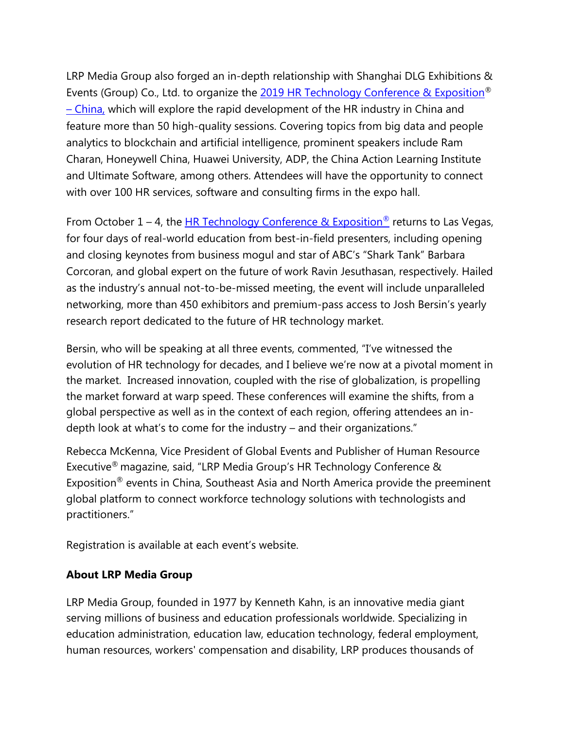LRP Media Group also forged an in-depth relationship with Shanghai DLG Exhibitions & Events (Group) Co., Ltd. to organize the [2019 HR Technology Conference & Exposition® – China,] which will explore the rapid development of the HR industry in China and feature more than 50 high-quality sessions. Covering topics from big data and people analytics to blockchain and artificial intelligence, prominent speakers include Ram Charan, Honeywell China, Huawei University, ADP, the China Action Learning Institute and Ultimate Software, among others. Attendees will have the opportunity to connect with over 100 HR services, software and consulting firms in the expo hall.

From October 1 – 4, the HR Technology Conference & Exposition® returns to Las Vegas, for four days of real-world education from best-in-field presenters, including opening and closing keynotes from business mogul and star of ABC's "Shark Tank" Barbara Corcoran, and global expert on the future of work Ravin Jesuthasan, respectively. Hailed as the industry's annual not-to-be-missed meeting, the event will include unparalleled networking, more than 450 exhibitors and premium-pass access to Josh Bersin's yearly research report dedicated to the future of HR technology market.

Bersin, who will be speaking at all three events, commented, "I've witnessed the evolution of HR technology for decades, and I believe we're now at a pivotal moment in the market. Increased innovation, coupled with the rise of globalization, is propelling the market forward at warp speed. These conferences will examine the shifts, from a global perspective as well as in the context of each region, offering attendees an in-depth look at what's to come for the industry – and their organizations."

Rebecca McKenna, Vice President of Global Events and Publisher of Human Resource Executive® magazine, said, "LRP Media Group's HR Technology Conference & Exposition® events in China, Southeast Asia and North America provide the preeminent global platform to connect workforce technology solutions with technologists and practitioners."

Registration is available at each event's website.

**About LRP Media Group**

LRP Media Group, founded in 1977 by Kenneth Kahn, is an innovative media giant serving millions of business and education professionals worldwide. Specializing in education administration, education law, education technology, federal employment, human resources, workers' compensation and disability, LRP produces thousands of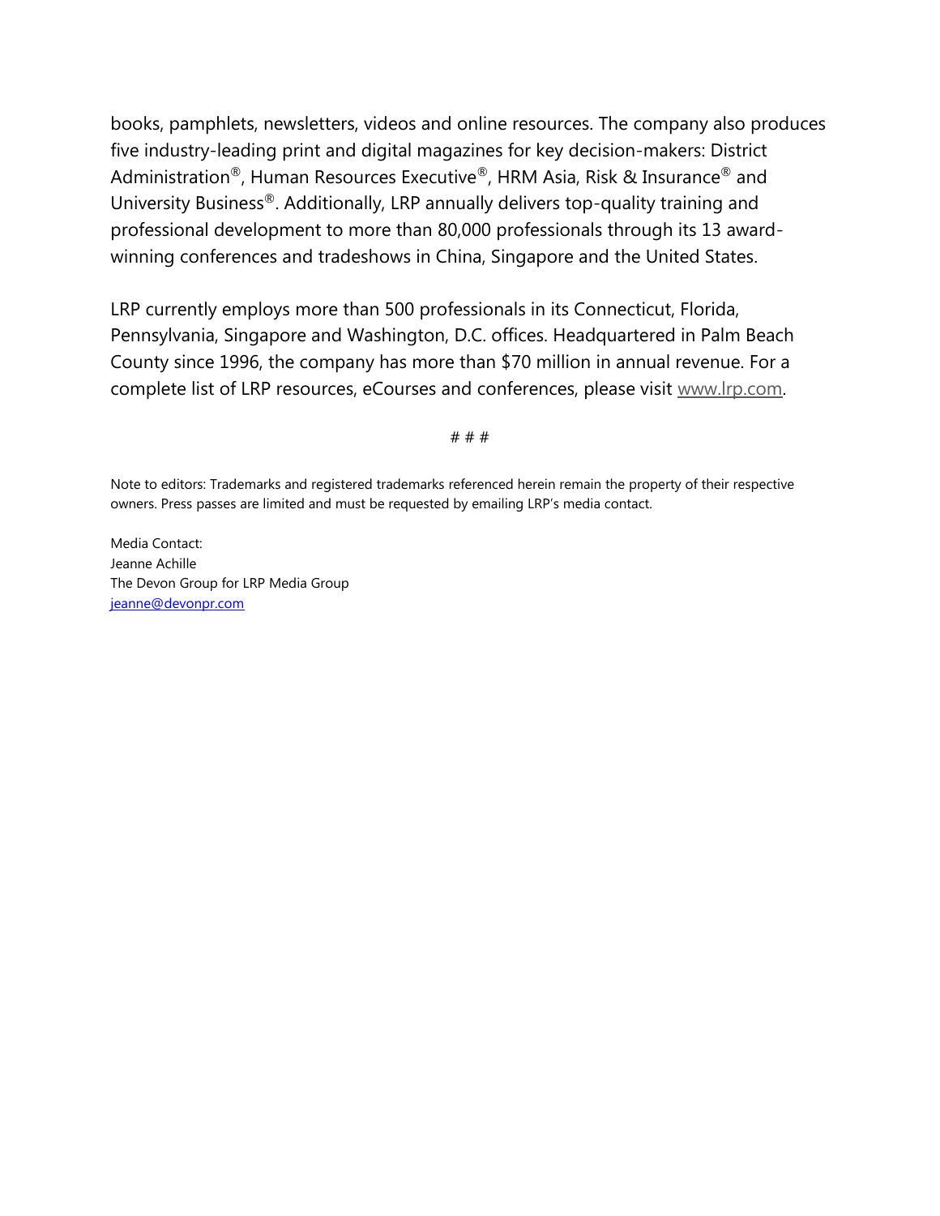books, pamphlets, newsletters, videos and online resources. The company also produces five industry-leading print and digital magazines for key decision-makers: District Administration®, Human Resources Executive®, HRM Asia, Risk & Insurance® and University Business®. Additionally, LRP annually delivers top-quality training and professional development to more than 80,000 professionals through its 13 award-winning conferences and tradeshows in China, Singapore and the United States.

LRP currently employs more than 500 professionals in its Connecticut, Florida, Pennsylvania, Singapore and Washington, D.C. offices. Headquartered in Palm Beach County since 1996, the company has more than $70 million in annual revenue. For a complete list of LRP resources, eCourses and conferences, please visit [www.lrp.com](http://www.lrp.com).

# # #

Note to editors: Trademarks and registered trademarks referenced herein remain the property of their respective owners. Press passes are limited and must be requested by emailing LRP's media contact.

Media Contact:
Jeanne Achille
The Devon Group for LRP Media Group
[jeanne@devonpr.com](mailto:jeanne@devonpr.com)